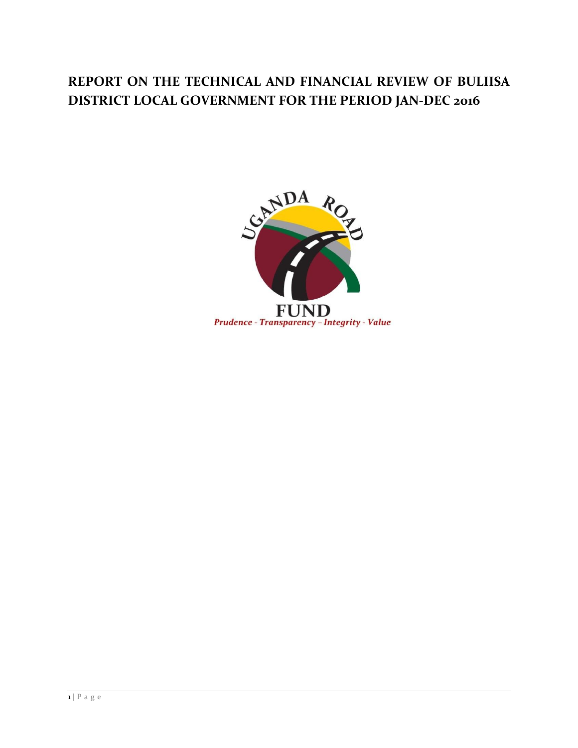# REPORT ON THE TECHNICAL AND FINANCIAL REVIEW OF BULIISA DISTRICT LOCAL GOVERNMENT FOR THE PERIOD JAN-DEC 2016

UGANDA ROAD FUND

*Prudence - Transparency – Integrity - Value*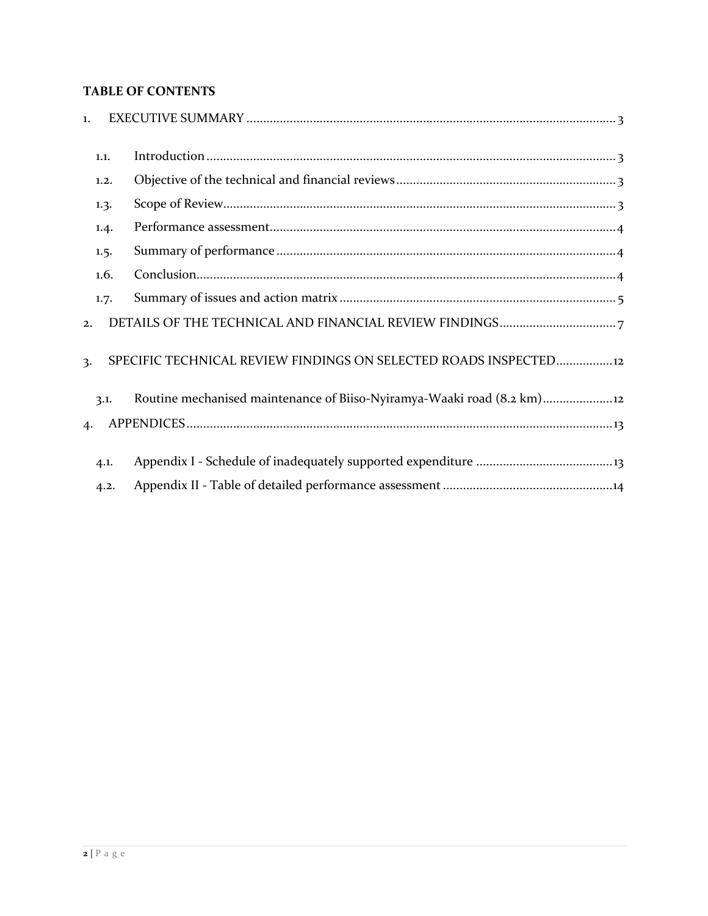**TABLE OF CONTENTS**

1. EXECUTIVE SUMMARY ........................................................ 3
   - 1.1. Introduction ........................................................ 3
   - 1.2. Objective of the technical and financial reviews ........................................................ 3
   - 1.3. Scope of Review ........................................................ 3
   - 1.4. Performance assessment ........................................................ 4
   - 1.5. Summary of performance ........................................................ 4
   - 1.6. Conclusion ........................................................ 4
   - 1.7. Summary of issues and action matrix ........................................................ 5
2. DETAILS OF THE TECHNICAL AND FINANCIAL REVIEW FINDINGS ........................................................ 7
3. SPECIFIC TECHNICAL REVIEW FINDINGS ON SELECTED ROADS INSPECTED ........................................................ 12
   - 3.1. Routine mechanised maintenance of Biiso-Nyiramya-Waaki road (8.2 km) ........................................................ 12
4. APPENDICES ........................................................ 13
   - 4.1. Appendix I - Schedule of inadequately supported expenditure ........................................................ 13
   - 4.2. Appendix II - Table of detailed performance assessment ........................................................ 14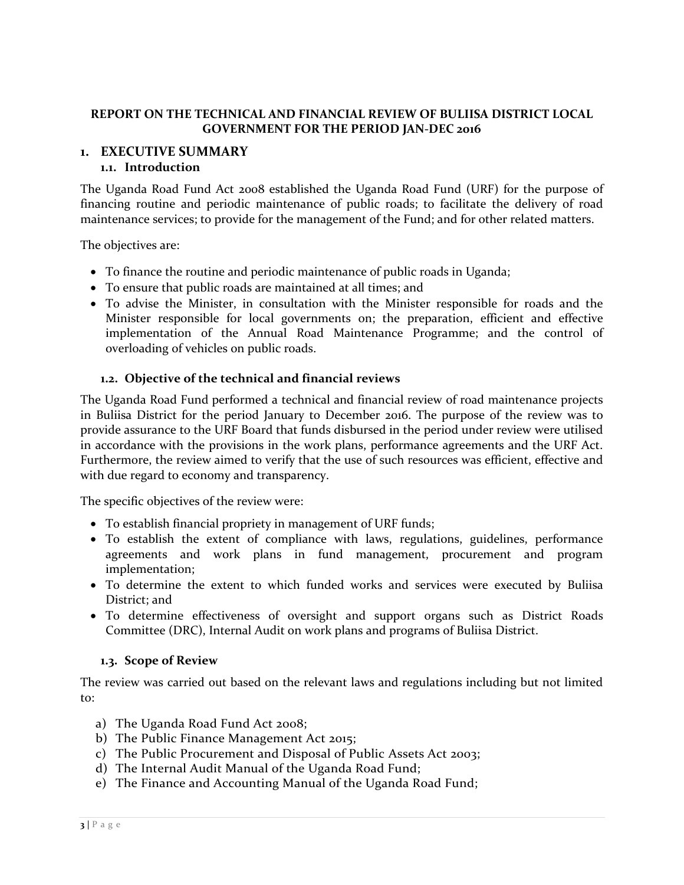**REPORT ON THE TECHNICAL AND FINANCIAL REVIEW OF BULIISA DISTRICT LOCAL GOVERNMENT FOR THE PERIOD JAN-DEC 2016**

# 1. EXECUTIVE SUMMARY

## 1.1. Introduction

The Uganda Road Fund Act 2008 established the Uganda Road Fund (URF) for the purpose of financing routine and periodic maintenance of public roads; to facilitate the delivery of road maintenance services; to provide for the management of the Fund; and for other related matters.

The objectives are:

- To finance the routine and periodic maintenance of public roads in Uganda;
- To ensure that public roads are maintained at all times; and
- To advise the Minister, in consultation with the Minister responsible for roads and the Minister responsible for local governments on; the preparation, efficient and effective implementation of the Annual Road Maintenance Programme; and the control of overloading of vehicles on public roads.

## 1.2. Objective of the technical and financial reviews

The Uganda Road Fund performed a technical and financial review of road maintenance projects in Buliisa District for the period January to December 2016. The purpose of the review was to provide assurance to the URF Board that funds disbursed in the period under review were utilised in accordance with the provisions in the work plans, performance agreements and the URF Act. Furthermore, the review aimed to verify that the use of such resources was efficient, effective and with due regard to economy and transparency.

The specific objectives of the review were:

- To establish financial propriety in management of URF funds;
- To establish the extent of compliance with laws, regulations, guidelines, performance agreements and work plans in fund management, procurement and program implementation;
- To determine the extent to which funded works and services were executed by Buliisa District; and
- To determine effectiveness of oversight and support organs such as District Roads Committee (DRC), Internal Audit on work plans and programs of Buliisa District.

## 1.3. Scope of Review

The review was carried out based on the relevant laws and regulations including but not limited to:

a) The Uganda Road Fund Act 2008;
b) The Public Finance Management Act 2015;
c) The Public Procurement and Disposal of Public Assets Act 2003;
d) The Internal Audit Manual of the Uganda Road Fund;
e) The Finance and Accounting Manual of the Uganda Road Fund;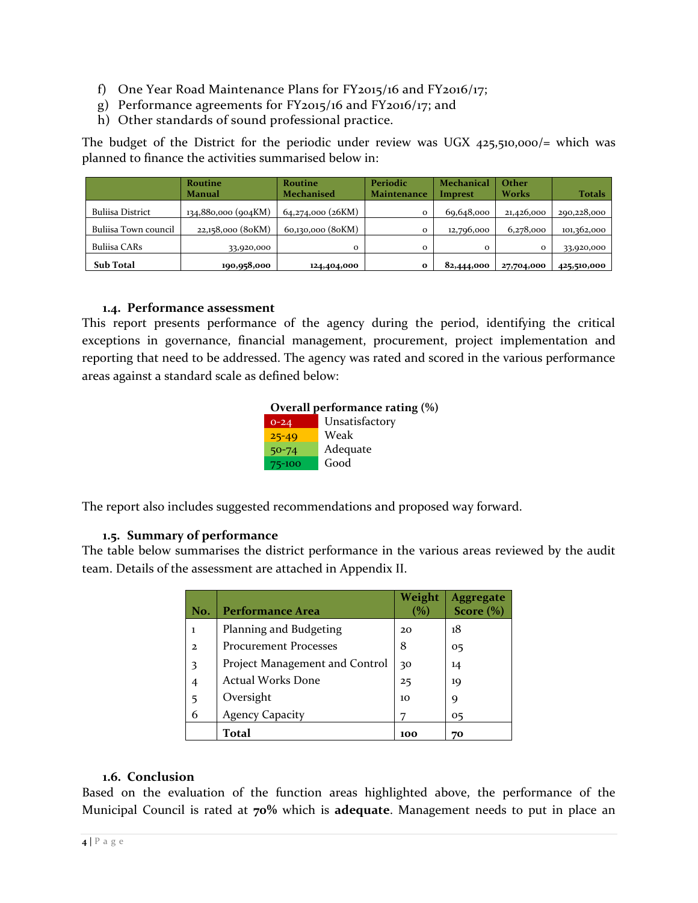f) One Year Road Maintenance Plans for FY2015/16 and FY2016/17;
g) Performance agreements for FY2015/16 and FY2016/17; and
h) Other standards of sound professional practice.

The budget of the District for the periodic under review was UGX 425,510,000/= which was planned to finance the activities summarised below in:

| | Routine Manual | Routine Mechanised | Periodic Maintenance | Mechanical Imprest | Other Works | Totals |
|---|---|---|---|---|---|---|
| Buliisa District | 134,880,000 (904KM) | 64,274,000 (26KM) | 0 | 69,648,000 | 21,426,000 | 290,228,000 |
| Buliisa Town council | 22,158,000 (80KM) | 60,130,000 (80KM) | 0 | 12,796,000 | 6,278,000 | 101,362,000 |
| Buliisa CARs | 33,920,000 | 0 | 0 | 0 | 0 | 33,920,000 |
| **Sub Total** | **190,958,000** | **124,404,000** | **0** | **82,444,000** | **27,704,000** | **425,510,000** |

### 1.4. Performance assessment

This report presents performance of the agency during the period, identifying the critical exceptions in governance, financial management, procurement, project implementation and reporting that need to be addressed. The agency was rated and scored in the various performance areas against a standard scale as defined below:

| Overall performance rating (%) | |
|---|---|
| 0-24 | Unsatisfactory |
| 25-49 | Weak |
| 50-74 | Adequate |
| 75-100 | Good |

The report also includes suggested recommendations and proposed way forward.

### 1.5. Summary of performance

The table below summarises the district performance in the various areas reviewed by the audit team. Details of the assessment are attached in Appendix II.

| No. | Performance Area | Weight (%) | Aggregate Score (%) |
|---|---|---|---|
| 1 | Planning and Budgeting | 20 | 18 |
| 2 | Procurement Processes | 8 | 05 |
| 3 | Project Management and Control | 30 | 14 |
| 4 | Actual Works Done | 25 | 19 |
| 5 | Oversight | 10 | 9 |
| 6 | Agency Capacity | 7 | 05 |
| | **Total** | **100** | **70** |

### 1.6. Conclusion

Based on the evaluation of the function areas highlighted above, the performance of the Municipal Council is rated at **70%** which is **adequate**. Management needs to put in place an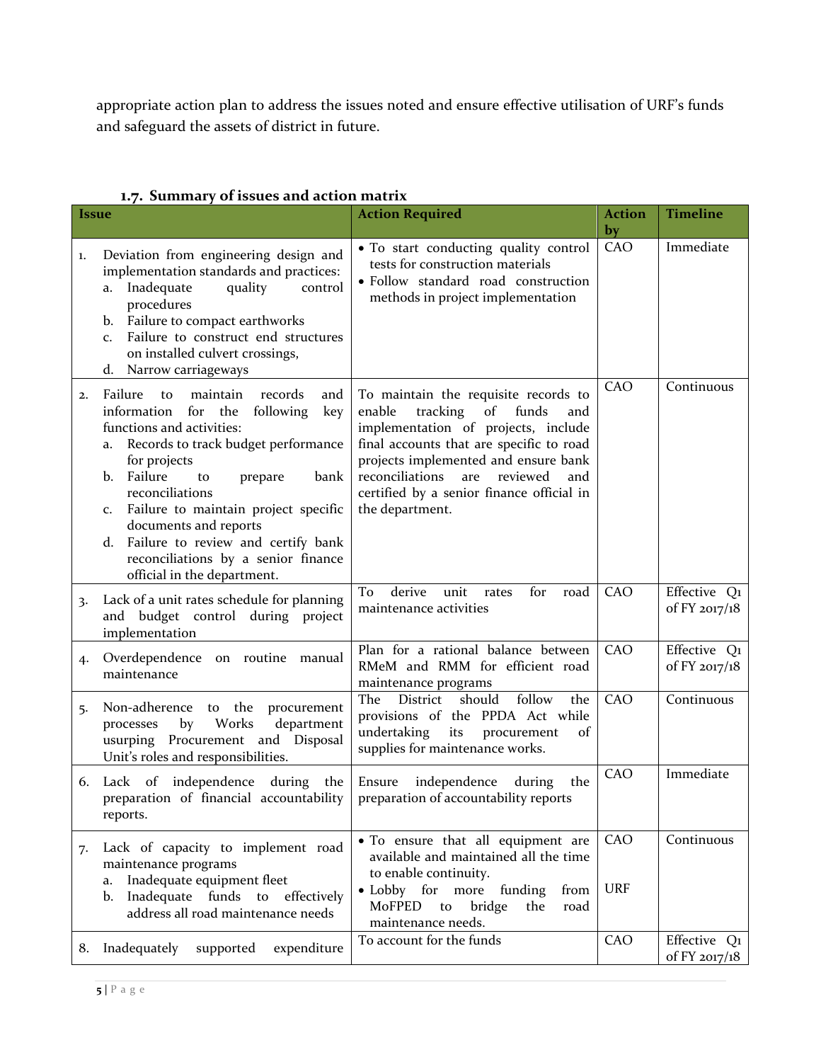appropriate action plan to address the issues noted and ensure effective utilisation of URF's funds and safeguard the assets of district in future.

### 1.7. Summary of issues and action matrix

| Issue | Action Required | Action by | Timeline |
|---|---|---|---|
| 1. Deviation from engineering design and implementation standards and practices:<br>a. Inadequate quality control procedures<br>b. Failure to compact earthworks<br>c. Failure to construct end structures on installed culvert crossings,<br>d. Narrow carriageways | • To start conducting quality control tests for construction materials<br>• Follow standard road construction methods in project implementation | CAO | Immediate |
| 2. Failure to maintain records and information for the following key functions and activities:<br>a. Records to track budget performance for projects<br>b. Failure to prepare bank reconciliations<br>c. Failure to maintain project specific documents and reports<br>d. Failure to review and certify bank reconciliations by a senior finance official in the department. | To maintain the requisite records to enable tracking of funds and implementation of projects, include final accounts that are specific to road projects implemented and ensure bank reconciliations are reviewed and certified by a senior finance official in the department. | CAO | Continuous |
| 3. Lack of a unit rates schedule for planning and budget control during project implementation | To derive unit rates for road maintenance activities | CAO | Effective Q1 of FY 2017/18 |
| 4. Overdependence on routine manual maintenance | Plan for a rational balance between RMeM and RMM for efficient road maintenance programs | CAO | Effective Q1 of FY 2017/18 |
| 5. Non-adherence to the procurement processes by Works department usurping Procurement and Disposal Unit's roles and responsibilities. | The District should follow the provisions of the PPDA Act while undertaking its procurement of supplies for maintenance works. | CAO | Continuous |
| 6. Lack of independence during the preparation of financial accountability reports. | Ensure independence during the preparation of accountability reports | CAO | Immediate |
| 7. Lack of capacity to implement road maintenance programs<br>a. Inadequate equipment fleet<br>b. Inadequate funds to effectively address all road maintenance needs | • To ensure that all equipment are available and maintained all the time to enable continuity.<br>• Lobby for more funding from MoFPED to bridge the road maintenance needs. | CAO<br><br><br>URF | Continuous |
| 8. Inadequately supported expenditure | To account for the funds | CAO | Effective Q1 of FY 2017/18 |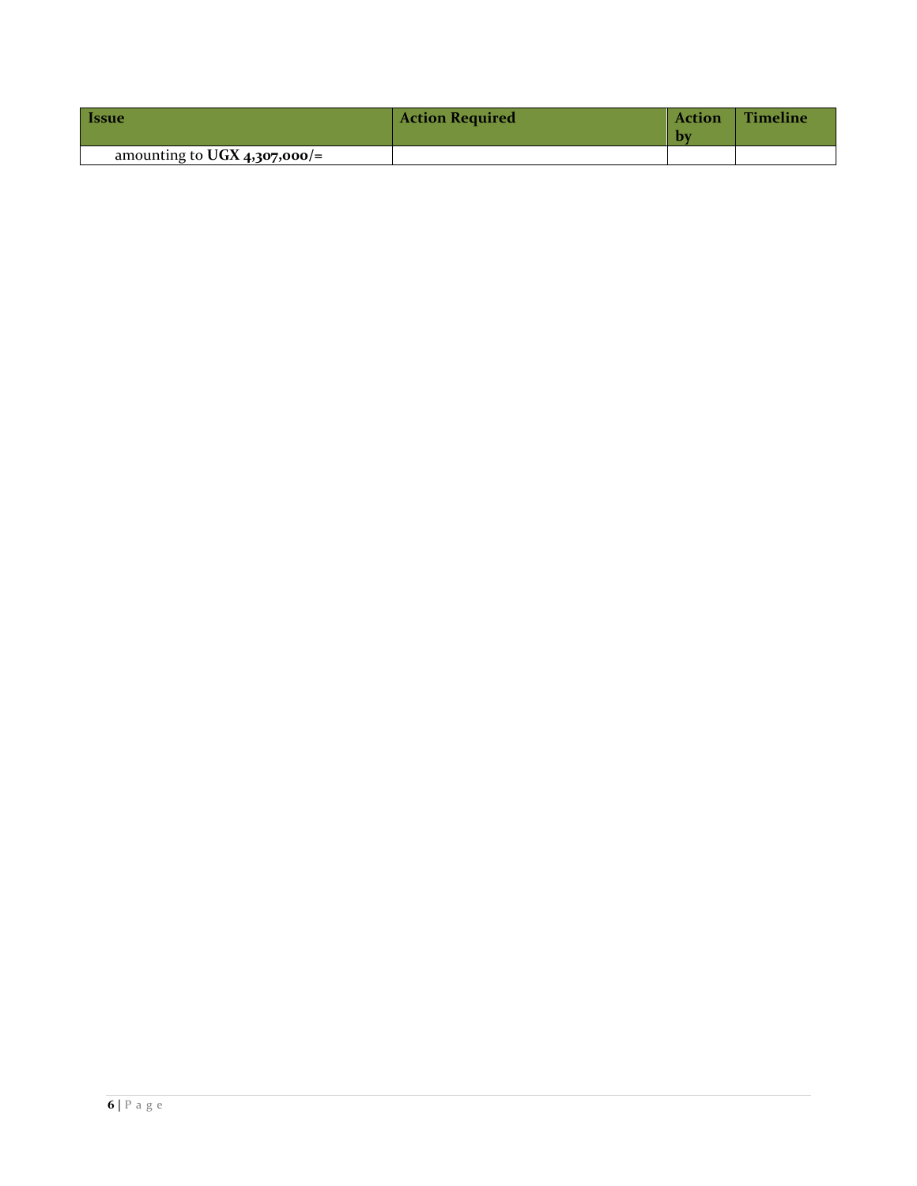| Issue | Action Required | Action by | Timeline |
| --- | --- | --- | --- |
| amounting to **UGX 4,307,000/=** | | | |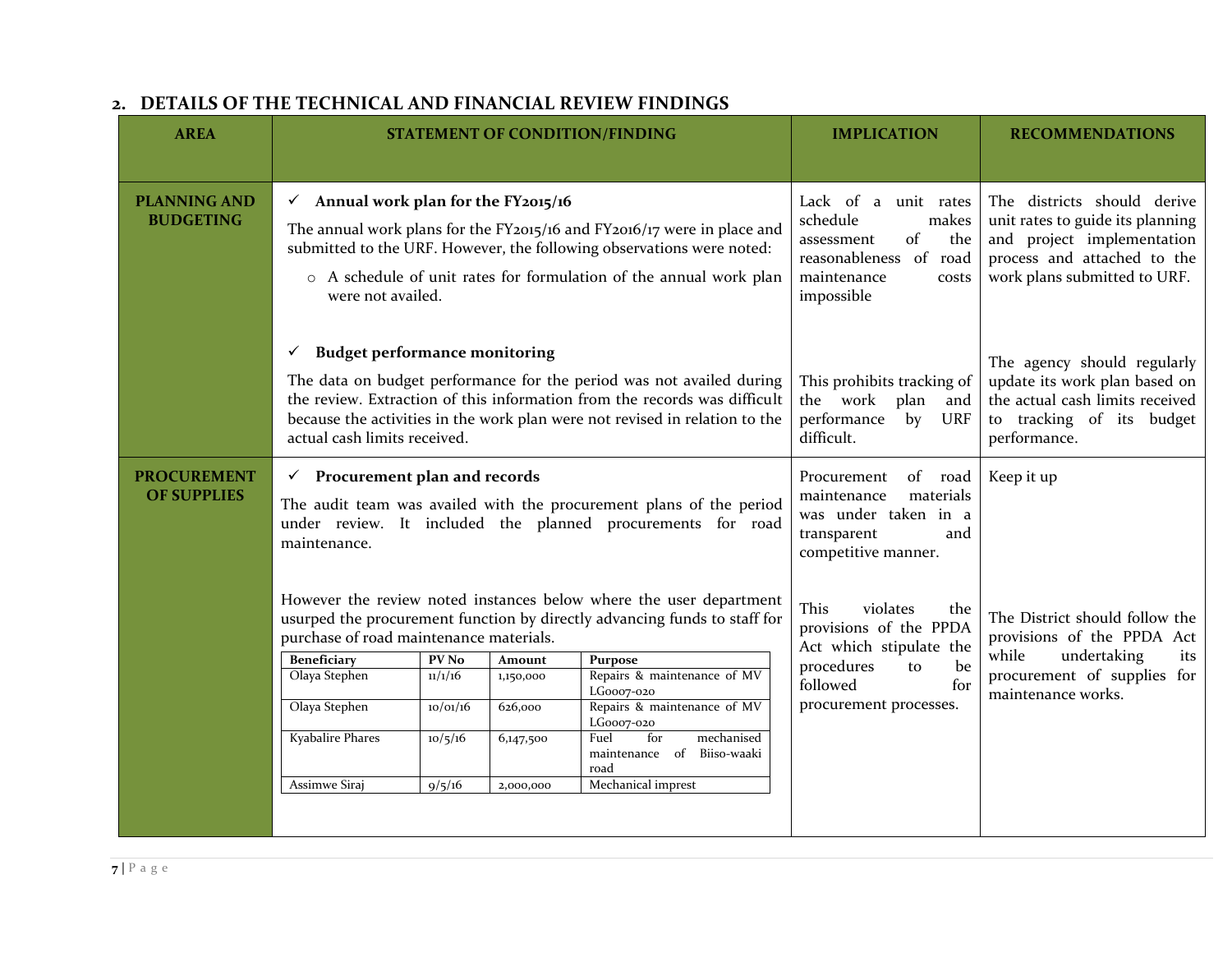## 2. DETAILS OF THE TECHNICAL AND FINANCIAL REVIEW FINDINGS

| AREA | STATEMENT OF CONDITION/FINDING | IMPLICATION | RECOMMENDATIONS |
|---|---|---|---|
| **PLANNING AND BUDGETING** | ✓ **Annual work plan for the FY2015/16**<br>The annual work plans for the FY2015/16 and FY2016/17 were in place and submitted to the URF. However, the following observations were noted:<br>○ A schedule of unit rates for formulation of the annual work plan were not availed. | Lack of a unit rates schedule makes assessment of the reasonableness of road maintenance costs impossible | The districts should derive unit rates to guide its planning and project implementation process and attached to the work plans submitted to URF. |
| | ✓ **Budget performance monitoring**<br>The data on budget performance for the period was not availed during the review. Extraction of this information from the records was difficult because the activities in the work plan were not revised in relation to the actual cash limits received. | This prohibits tracking of the work plan and performance by URF difficult. | The agency should regularly update its work plan based on the actual cash limits received to tracking of its budget performance. |
| **PROCUREMENT OF SUPPLIES** | ✓ **Procurement plan and records**<br>The audit team was availed with the procurement plans of the period under review. It included the planned procurements for road maintenance. | Procurement of road maintenance materials was under taken in a transparent and competitive manner. | Keep it up |
| | However the review noted instances below where the user department usurped the procurement function by directly advancing funds to staff for purchase of road maintenance materials. (See table below) | This violates the provisions of the PPDA Act which stipulate the procedures to be followed for procurement processes. | The District should follow the provisions of the PPDA Act while undertaking its procurement of supplies for maintenance works. |

| Beneficiary | PV No | Amount | Purpose |
|---|---|---|---|
| Olaya Stephen | 11/1/16 | 1,150,000 | Repairs & maintenance of MV LG0007-020 |
| Olaya Stephen | 10/01/16 | 626,000 | Repairs & maintenance of MV LG0007-020 |
| Kyabalire Phares | 10/5/16 | 6,147,500 | Fuel for mechanised maintenance of Biiso-waaki road |
| Assimwe Siraj | 9/5/16 | 2,000,000 | Mechanical imprest |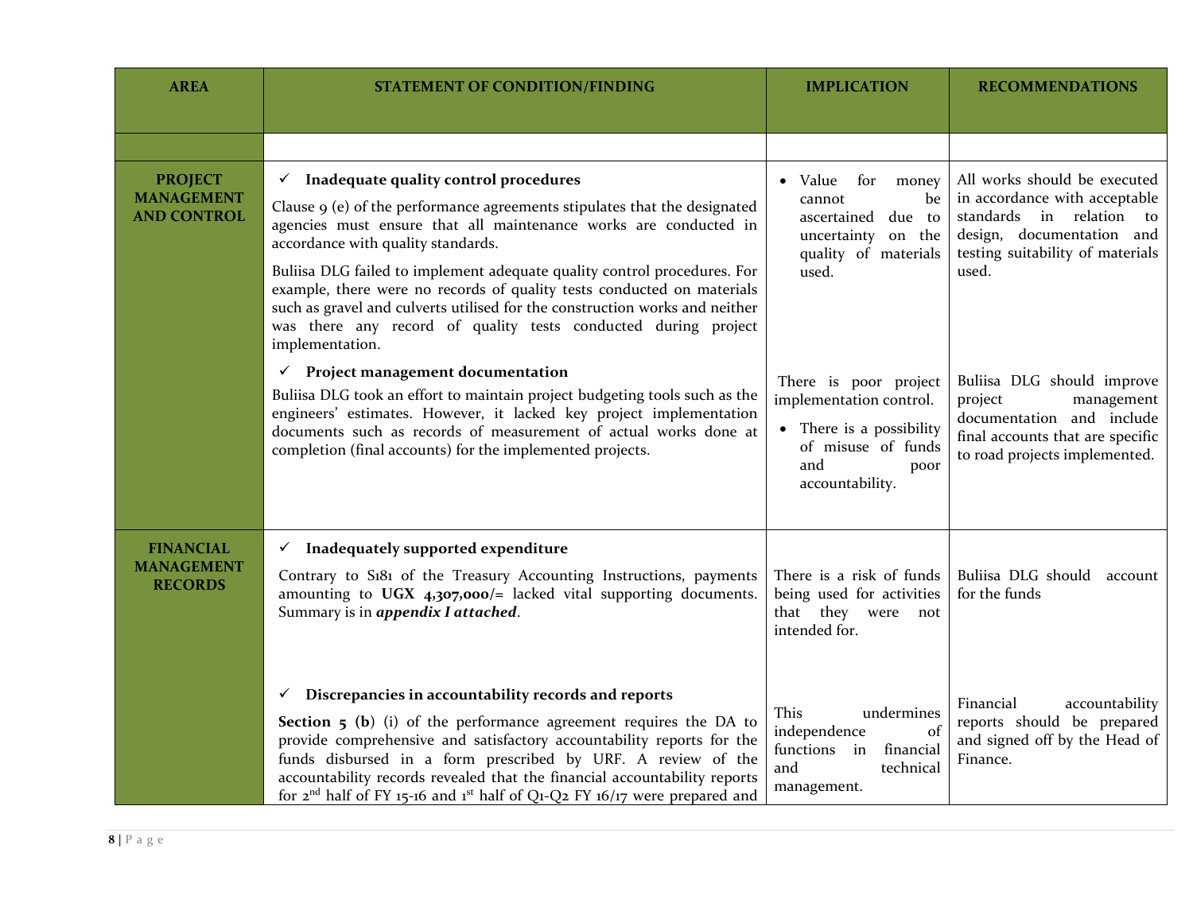| AREA | STATEMENT OF CONDITION/FINDING | IMPLICATION | RECOMMENDATIONS |
|---|---|---|---|
| | | | |
| **PROJECT MANAGEMENT AND CONTROL** | ✓ **Inadequate quality control procedures**<br><br>Clause 9 (e) of the performance agreements stipulates that the designated agencies must ensure that all maintenance works are conducted in accordance with quality standards.<br><br>Buliisa DLG failed to implement adequate quality control procedures. For example, there were no records of quality tests conducted on materials such as gravel and culverts utilised for the construction works and neither was there any record of quality tests conducted during project implementation. | • Value for money cannot be ascertained due to uncertainty on the quality of materials used. | All works should be executed in accordance with acceptable standards in relation to design, documentation and testing suitability of materials used. |
| | ✓ **Project management documentation**<br><br>Buliisa DLG took an effort to maintain project budgeting tools such as the engineers' estimates. However, it lacked key project implementation documents such as records of measurement of actual works done at completion (final accounts) for the implemented projects. | There is poor project implementation control.<br><br>• There is a possibility of misuse of funds and poor accountability. | Buliisa DLG should improve project management documentation and include final accounts that are specific to road projects implemented. |
| **FINANCIAL MANAGEMENT RECORDS** | ✓ **Inadequately supported expenditure**<br><br>Contrary to S181 of the Treasury Accounting Instructions, payments amounting to **UGX 4,307,000/=** lacked vital supporting documents. Summary is in ***appendix I attached***. | There is a risk of funds being used for activities that they were not intended for. | Buliisa DLG should account for the funds |
| | ✓ **Discrepancies in accountability records and reports**<br><br>**Section 5 (b)** (i) of the performance agreement requires the DA to provide comprehensive and satisfactory accountability reports for the funds disbursed in a form prescribed by URF. A review of the accountability records revealed that the financial accountability reports for 2nd half of FY 15-16 and 1st half of Q1-Q2 FY 16/17 were prepared and | This undermines independence of functions in financial and technical management. | Financial accountability reports should be prepared and signed off by the Head of Finance. |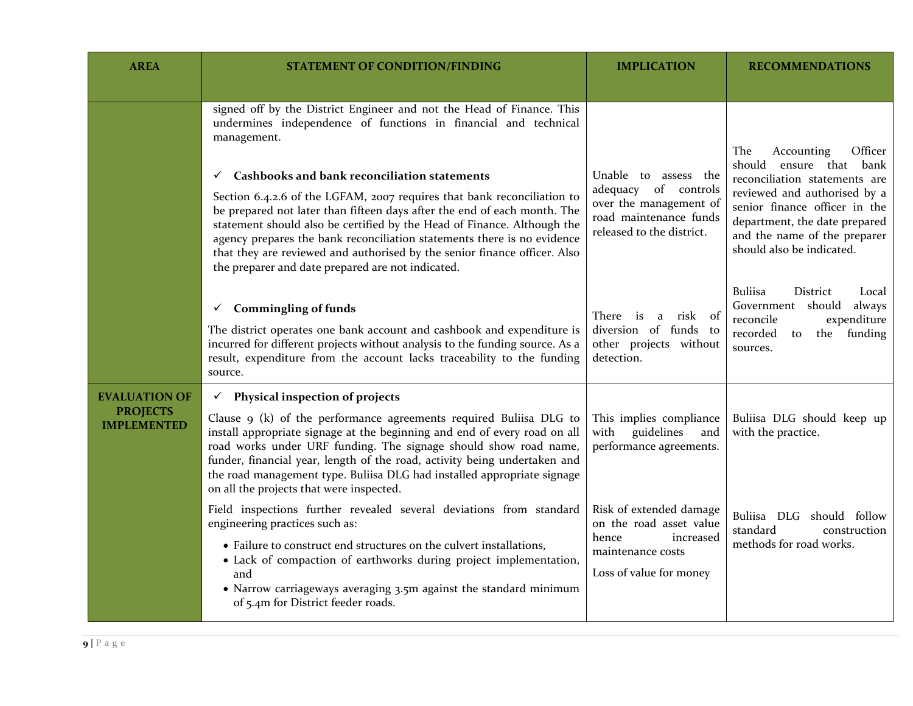| AREA | STATEMENT OF CONDITION/FINDING | IMPLICATION | RECOMMENDATIONS |
|---|---|---|---|
| | signed off by the District Engineer and not the Head of Finance. This undermines independence of functions in financial and technical management. | | |
| | ✓ **Cashbooks and bank reconciliation statements**<br><br>Section 6.4.2.6 of the LGFAM, 2007 requires that bank reconciliation to be prepared not later than fifteen days after the end of each month. The statement should also be certified by the Head of Finance. Although the agency prepares the bank reconciliation statements there is no evidence that they are reviewed and authorised by the senior finance officer. Also the preparer and date prepared are not indicated. | Unable to assess the adequacy of controls over the management of road maintenance funds released to the district. | The Accounting Officer should ensure that bank reconciliation statements are reviewed and authorised by a senior finance officer in the department, the date prepared and the name of the preparer should also be indicated. |
| | ✓ **Commingling of funds**<br><br>The district operates one bank account and cashbook and expenditure is incurred for different projects without analysis to the funding source. As a result, expenditure from the account lacks traceability to the funding source. | There is a risk of diversion of funds to other projects without detection. | Buliisa District Local Government should always reconcile expenditure recorded to the funding sources. |
| **EVALUATION OF PROJECTS IMPLEMENTED** | ✓ **Physical inspection of projects**<br><br>Clause 9 (k) of the performance agreements required Buliisa DLG to install appropriate signage at the beginning and end of every road on all road works under URF funding. The signage should show road name, funder, financial year, length of the road, activity being undertaken and the road management type. Buliisa DLG had installed appropriate signage on all the projects that were inspected. | This implies compliance with guidelines and performance agreements. | Buliisa DLG should keep up with the practice. |
| | Field inspections further revealed several deviations from standard engineering practices such as:<br><br>• Failure to construct end structures on the culvert installations,<br>• Lack of compaction of earthworks during project implementation, and<br>• Narrow carriageways averaging 3.5m against the standard minimum of 5.4m for District feeder roads. | Risk of extended damage on the road asset value hence increased maintenance costs<br><br>Loss of value for money | Buliisa DLG should follow standard construction methods for road works. |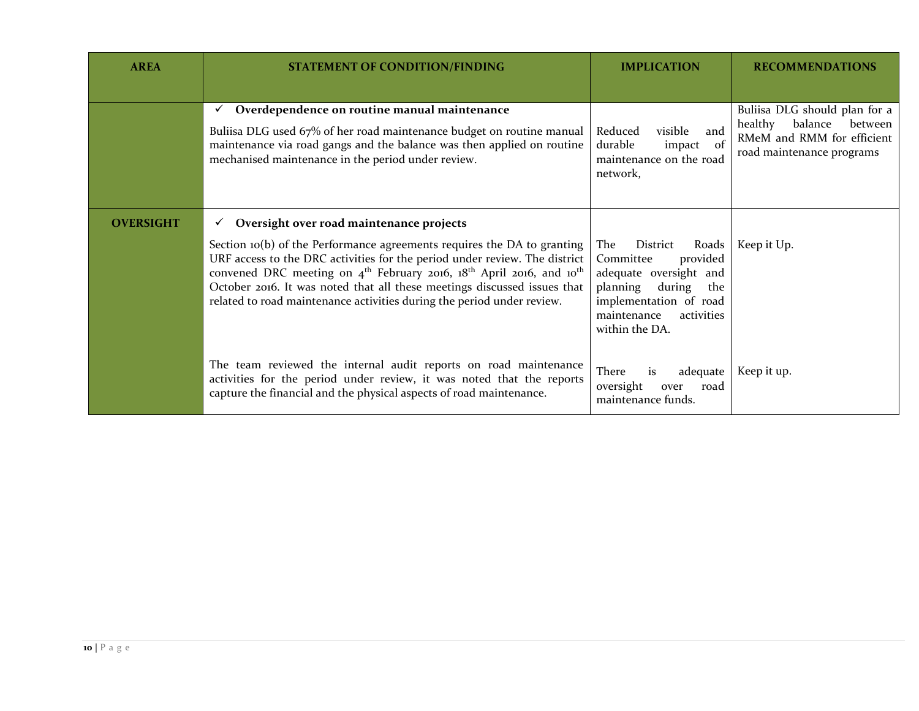| AREA | STATEMENT OF CONDITION/FINDING | IMPLICATION | RECOMMENDATIONS |
|---|---|---|---|
| | ✓ **Overdependence on routine manual maintenance**<br><br>Buliisa DLG used 67% of her road maintenance budget on routine manual maintenance via road gangs and the balance was then applied on routine mechanised maintenance in the period under review. | Reduced visible and durable impact of maintenance on the road network, | Buliisa DLG should plan for a healthy balance between RMeM and RMM for efficient road maintenance programs |
| **OVERSIGHT** | ✓ **Oversight over road maintenance projects**<br><br>Section 10(b) of the Performance agreements requires the DA to granting URF access to the DRC activities for the period under review. The district convened DRC meeting on 4th February 2016, 18th April 2016, and 10th October 2016. It was noted that all these meetings discussed issues that related to road maintenance activities during the period under review. | The District Roads Committee provided adequate oversight and planning during the implementation of road maintenance activities within the DA. | Keep it Up. |
| | The team reviewed the internal audit reports on road maintenance activities for the period under review, it was noted that the reports capture the financial and the physical aspects of road maintenance. | There is adequate oversight over road maintenance funds. | Keep it up. |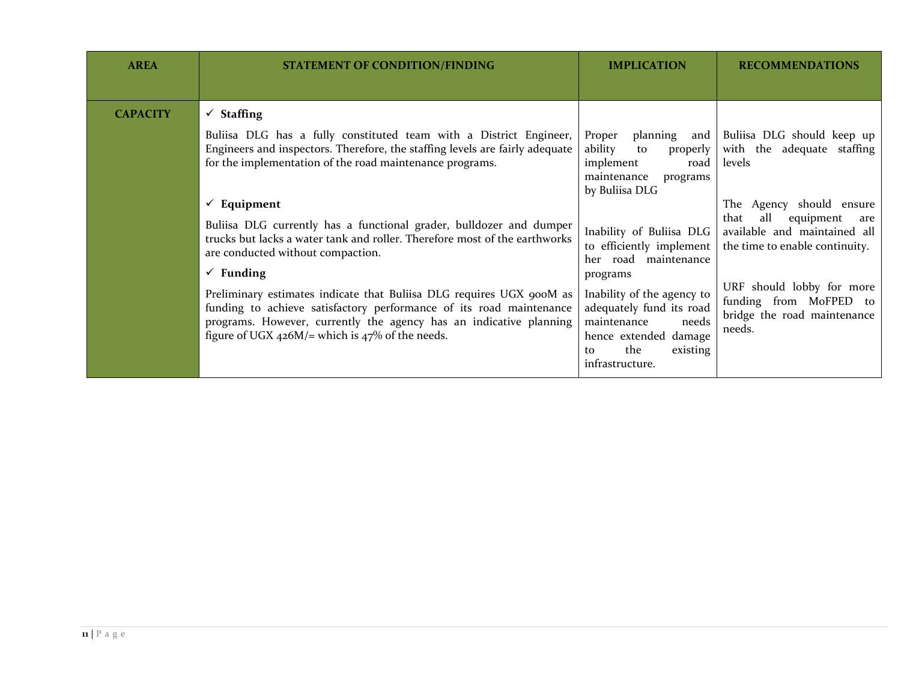| AREA | STATEMENT OF CONDITION/FINDING | IMPLICATION | RECOMMENDATIONS |
|---|---|---|---|
| **CAPACITY** | ✓ **Staffing**<br><br>Buliisa DLG has a fully constituted team with a District Engineer, Engineers and inspectors. Therefore, the staffing levels are fairly adequate for the implementation of the road maintenance programs. | Proper planning and ability to properly implement road maintenance programs by Buliisa DLG | Buliisa DLG should keep up with the adequate staffing levels |
| | ✓ **Equipment**<br><br>Buliisa DLG currently has a functional grader, bulldozer and dumper trucks but lacks a water tank and roller. Therefore most of the earthworks are conducted without compaction. | Inability of Buliisa DLG to efficiently implement her road maintenance programs | The Agency should ensure that all equipment are available and maintained all the time to enable continuity. |
| | ✓ **Funding**<br><br>Preliminary estimates indicate that Buliisa DLG requires UGX 900M as funding to achieve satisfactory performance of its road maintenance programs. However, currently the agency has an indicative planning figure of UGX 426M/= which is 47% of the needs. | Inability of the agency to adequately fund its road maintenance needs hence extended damage to the existing infrastructure. | URF should lobby for more funding from MoFPED to bridge the road maintenance needs. |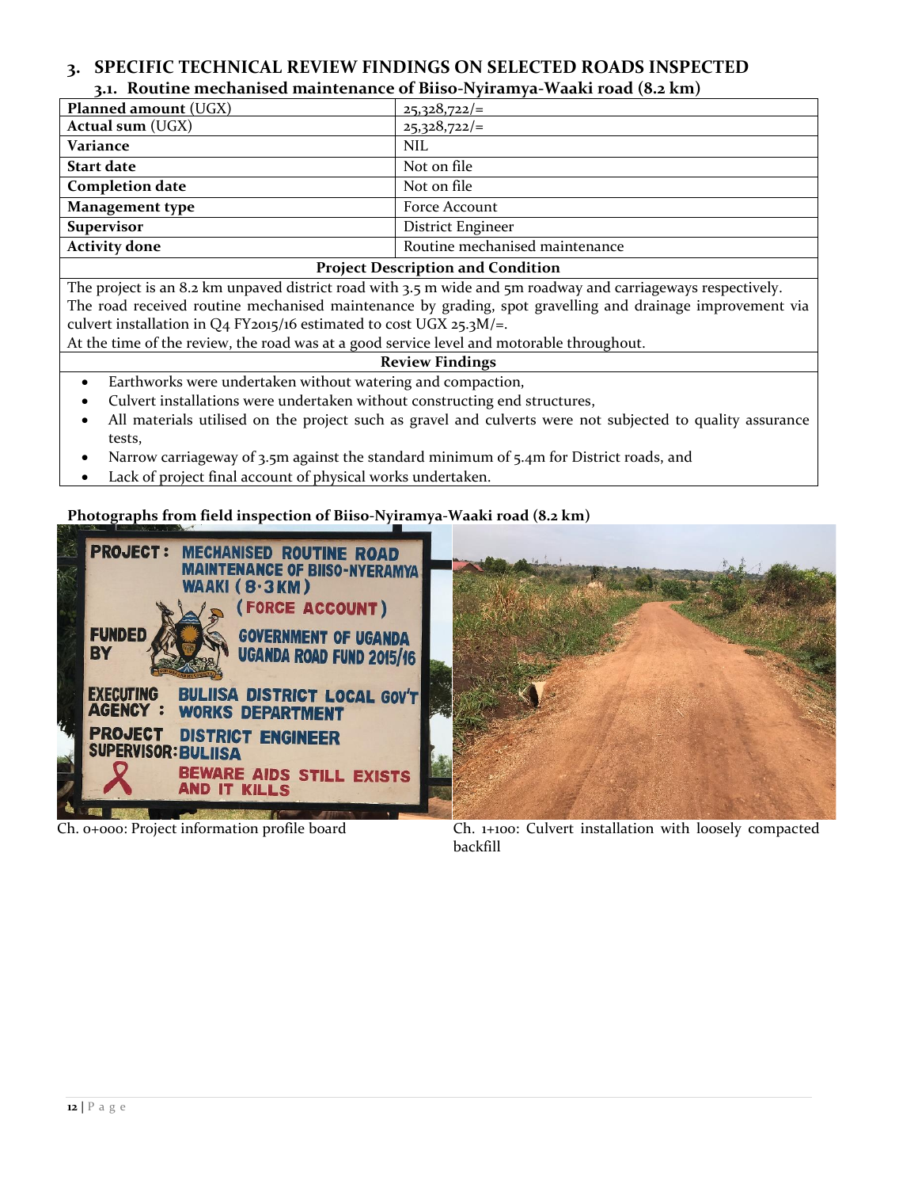# 3. SPECIFIC TECHNICAL REVIEW FINDINGS ON SELECTED ROADS INSPECTED

## 3.1. Routine mechanised maintenance of Biiso-Nyiramya-Waaki road (8.2 km)

| **Planned amount** (UGX) | 25,328,722/= |
|---|---|
| **Actual sum** (UGX) | 25,328,722/= |
| **Variance** | NIL |
| **Start date** | Not on file |
| **Completion date** | Not on file |
| **Management type** | Force Account |
| **Supervisor** | District Engineer |
| **Activity done** | Routine mechanised maintenance |

**Project Description and Condition**

The project is an 8.2 km unpaved district road with 3.5 m wide and 5m roadway and carriageways respectively. The road received routine mechanised maintenance by grading, spot gravelling and drainage improvement via culvert installation in Q4 FY2015/16 estimated to cost UGX 25.3M/=.

At the time of the review, the road was at a good service level and motorable throughout.

**Review Findings**

- Earthworks were undertaken without watering and compaction,
- Culvert installations were undertaken without constructing end structures,
- All materials utilised on the project such as gravel and culverts were not subjected to quality assurance tests,
- Narrow carriageway of 3.5m against the standard minimum of 5.4m for District roads, and
- Lack of project final account of physical works undertaken.

**Photographs from field inspection of Biiso-Nyiramya-Waaki road (8.2 km)**

Ch. 0+000: Project information profile board

Ch. 1+100: Culvert installation with loosely compacted backfill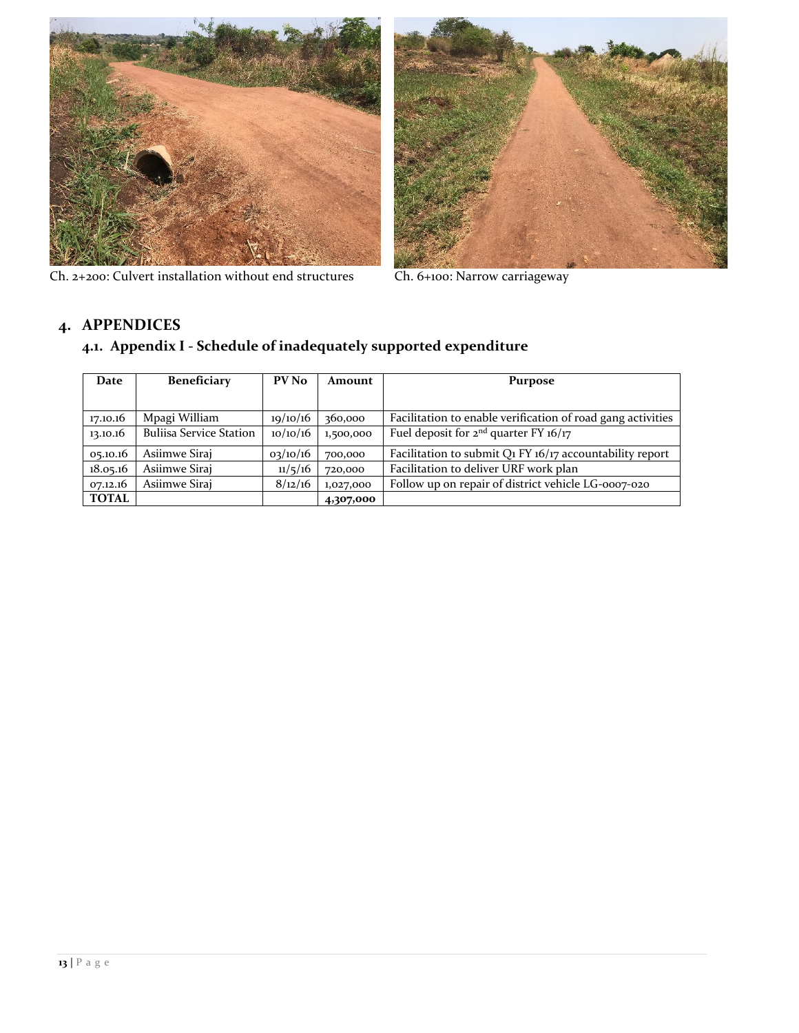Ch. 2+200: Culvert installation without end structures

Ch. 6+100: Narrow carriageway

## 4. APPENDICES

### 4.1. Appendix I - Schedule of inadequately supported expenditure

| Date | Beneficiary | PV No | Amount | Purpose |
|---|---|---|---|---|
| 17.10.16 | Mpagi William | 19/10/16 | 360,000 | Facilitation to enable verification of road gang activities |
| 13.10.16 | Buliisa Service Station | 10/10/16 | 1,500,000 | Fuel deposit for 2nd quarter FY 16/17 |
| 05.10.16 | Asiimwe Siraj | 03/10/16 | 700,000 | Facilitation to submit Q1 FY 16/17 accountability report |
| 18.05.16 | Asiimwe Siraj | 11/5/16 | 720,000 | Facilitation to deliver URF work plan |
| 07.12.16 | Asiimwe Siraj | 8/12/16 | 1,027,000 | Follow up on repair of district vehicle LG-0007-020 |
| **TOTAL** | | | **4,307,000** | |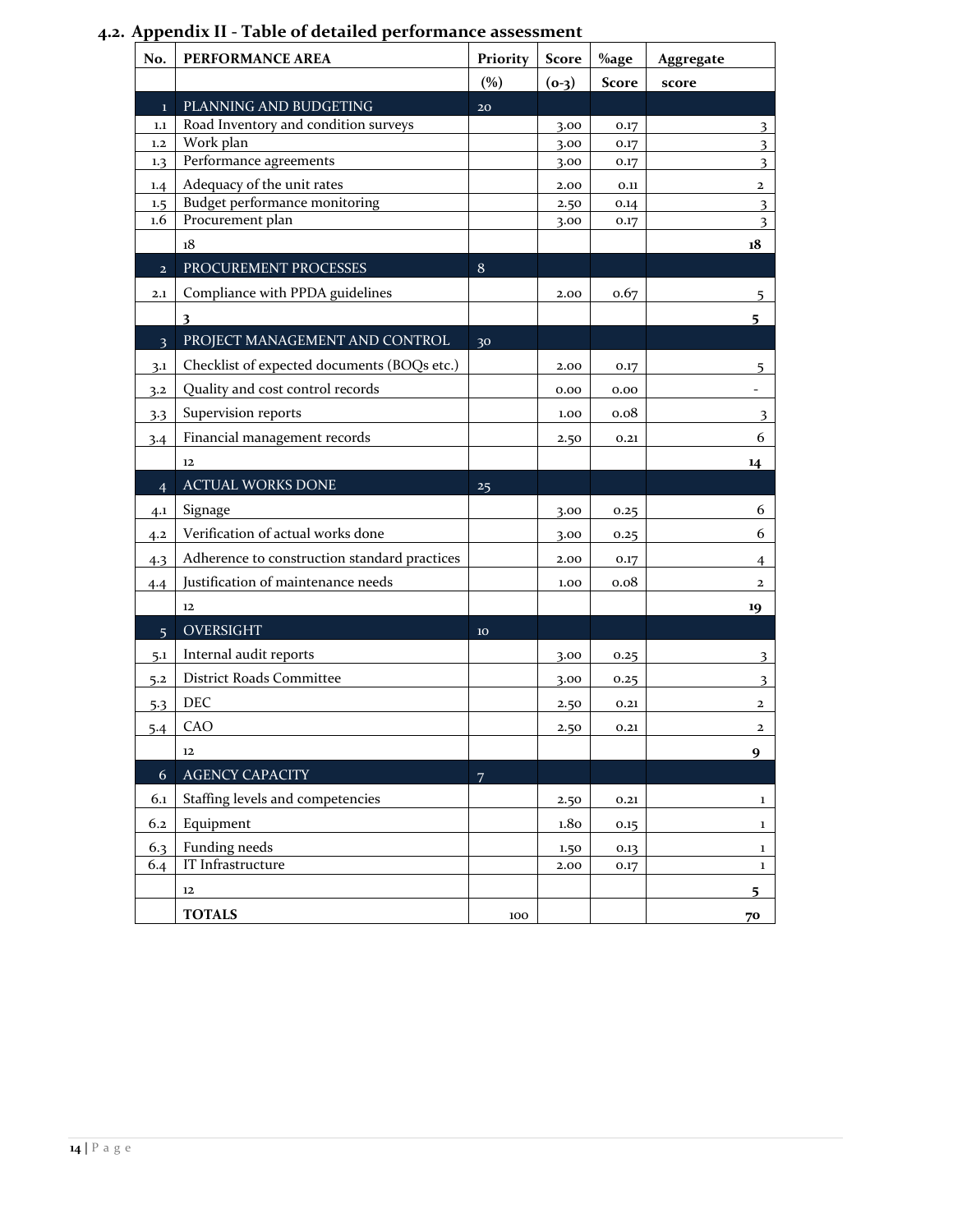## 4.2. Appendix II - Table of detailed performance assessment

| No. | PERFORMANCE AREA | Priority | Score | %age | Aggregate |
|---|---|---|---|---|---|
| | | (%) | (0-3) | Score | score |
| 1 | PLANNING AND BUDGETING | 20 | | | |
| 1.1 | Road Inventory and condition surveys | | 3.00 | 0.17 | 3 |
| 1.2 | Work plan | | 3.00 | 0.17 | 3 |
| 1.3 | Performance agreements | | 3.00 | 0.17 | 3 |
| 1.4 | Adequacy of the unit rates | | 2.00 | 0.11 | 2 |
| 1.5 | Budget performance monitoring | | 2.50 | 0.14 | 3 |
| 1.6 | Procurement plan | | 3.00 | 0.17 | 3 |
| | 18 | | | | **18** |
| 2 | PROCUREMENT PROCESSES | 8 | | | |
| 2.1 | Compliance with PPDA guidelines | | 2.00 | 0.67 | 5 |
| | 3 | | | | **5** |
| 3 | PROJECT MANAGEMENT AND CONTROL | 30 | | | |
| 3.1 | Checklist of expected documents (BOQs etc.) | | 2.00 | 0.17 | 5 |
| 3.2 | Quality and cost control records | | 0.00 | 0.00 | - |
| 3.3 | Supervision reports | | 1.00 | 0.08 | 3 |
| 3.4 | Financial management records | | 2.50 | 0.21 | 6 |
| | 12 | | | | **14** |
| 4 | ACTUAL WORKS DONE | 25 | | | |
| 4.1 | Signage | | 3.00 | 0.25 | 6 |
| 4.2 | Verification of actual works done | | 3.00 | 0.25 | 6 |
| 4.3 | Adherence to construction standard practices | | 2.00 | 0.17 | 4 |
| 4.4 | Justification of maintenance needs | | 1.00 | 0.08 | 2 |
| | 12 | | | | **19** |
| 5 | OVERSIGHT | 10 | | | |
| 5.1 | Internal audit reports | | 3.00 | 0.25 | 3 |
| 5.2 | District Roads Committee | | 3.00 | 0.25 | 3 |
| 5.3 | DEC | | 2.50 | 0.21 | 2 |
| 5.4 | CAO | | 2.50 | 0.21 | 2 |
| | 12 | | | | **9** |
| 6 | AGENCY CAPACITY | 7 | | | |
| 6.1 | Staffing levels and competencies | | 2.50 | 0.21 | 1 |
| 6.2 | Equipment | | 1.80 | 0.15 | 1 |
| 6.3 | Funding needs | | 1.50 | 0.13 | 1 |
| 6.4 | IT Infrastructure | | 2.00 | 0.17 | 1 |
| | 12 | | | | **5** |
| | **TOTALS** | 100 | | | **70** |